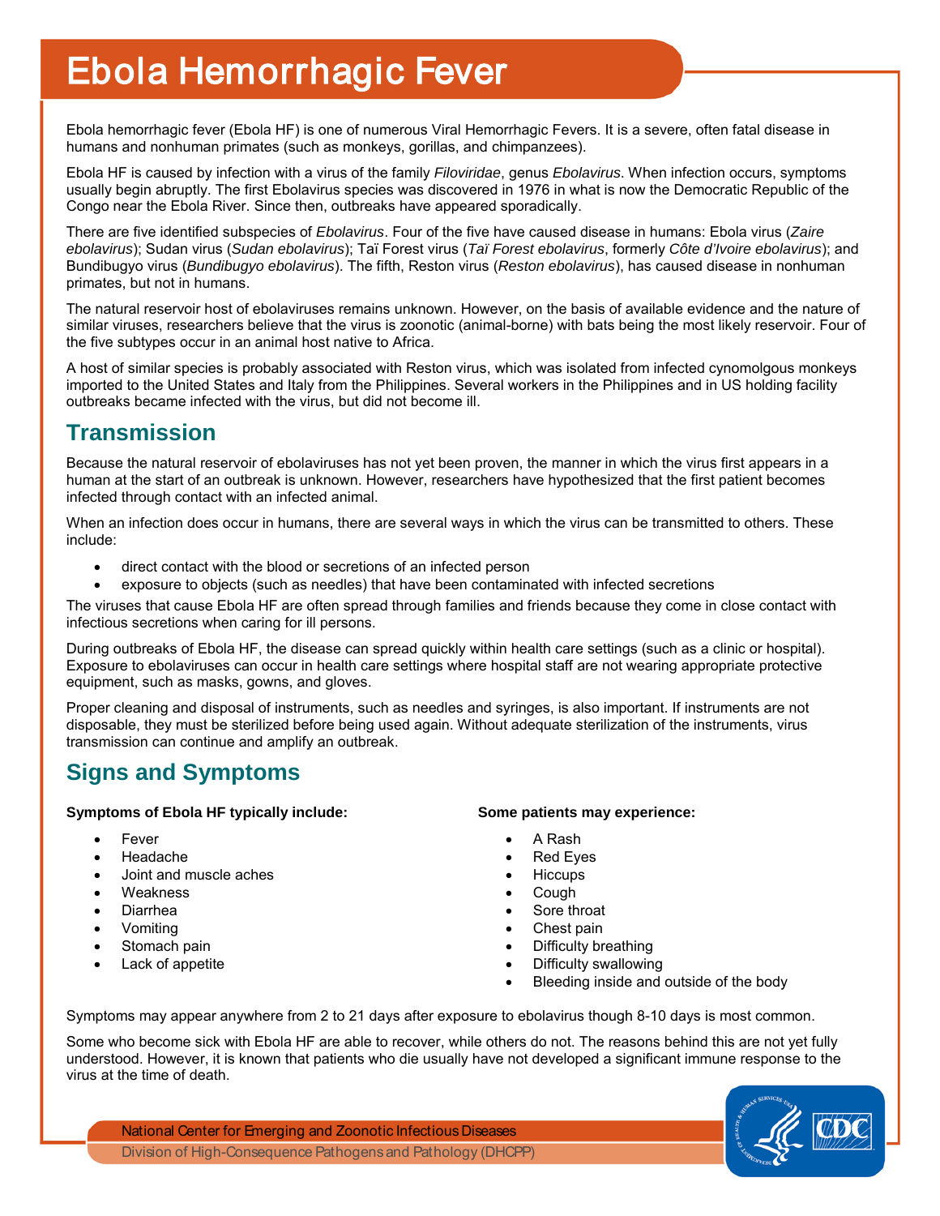# Ebola Hemorrhagic Fever

Ebola hemorrhagic fever (Ebola HF) is one of numerous Viral Hemorrhagic Fevers. It is a severe, often fatal disease in humans and nonhuman primates (such as monkeys, gorillas, and chimpanzees).

Ebola HF is caused by infection with a virus of the family *Filoviridae*, genus *Ebolavirus*. When infection occurs, symptoms usually begin abruptly. The first Ebolavirus species was discovered in 1976 in what is now the Democratic Republic of the Congo near the Ebola River. Since then, outbreaks have appeared sporadically.

There are five identified subspecies of *Ebolavirus*. Four of the five have caused disease in humans: Ebola virus (*Zaire ebolavirus*); Sudan virus (*Sudan ebolavirus*); Taï Forest virus (*Taï Forest ebolavirus*, formerly *Côte d'Ivoire ebolavirus*); and Bundibugyo virus (*Bundibugyo ebolavirus*). The fifth, Reston virus (*Reston ebolavirus*), has caused disease in nonhuman primates, but not in humans.

The natural reservoir host of ebolaviruses remains unknown. However, on the basis of available evidence and the nature of similar viruses, researchers believe that the virus is zoonotic (animal-borne) with bats being the most likely reservoir. Four of the five subtypes occur in an animal host native to Africa.

A host of similar species is probably associated with Reston virus, which was isolated from infected cynomolgous monkeys imported to the United States and Italy from the Philippines. Several workers in the Philippines and in US holding facility outbreaks became infected with the virus, but did not become ill.

## Transmission

Because the natural reservoir of ebolaviruses has not yet been proven, the manner in which the virus first appears in a human at the start of an outbreak is unknown. However, researchers have hypothesized that the first patient becomes infected through contact with an infected animal.

When an infection does occur in humans, there are several ways in which the virus can be transmitted to others. These include:

- direct contact with the blood or secretions of an infected person
- exposure to objects (such as needles) that have been contaminated with infected secretions

The viruses that cause Ebola HF are often spread through families and friends because they come in close contact with infectious secretions when caring for ill persons.

During outbreaks of Ebola HF, the disease can spread quickly within health care settings (such as a clinic or hospital). Exposure to ebolaviruses can occur in health care settings where hospital staff are not wearing appropriate protective equipment, such as masks, gowns, and gloves.

Proper cleaning and disposal of instruments, such as needles and syringes, is also important. If instruments are not disposable, they must be sterilized before being used again. Without adequate sterilization of the instruments, virus transmission can continue and amplify an outbreak.

## Signs and Symptoms

**Symptoms of Ebola HF typically include:**

- Fever
- Headache
- Joint and muscle aches
- Weakness
- Diarrhea
- Vomiting
- Stomach pain
- Lack of appetite

**Some patients may experience:**

- A Rash
- Red Eyes
- Hiccups
- Cough
- Sore throat
- Chest pain
- Difficulty breathing
- Difficulty swallowing
- Bleeding inside and outside of the body

Symptoms may appear anywhere from 2 to 21 days after exposure to ebolavirus though 8-10 days is most common.

Some who become sick with Ebola HF are able to recover, while others do not. The reasons behind this are not yet fully understood. However, it is known that patients who die usually have not developed a significant immune response to the virus at the time of death.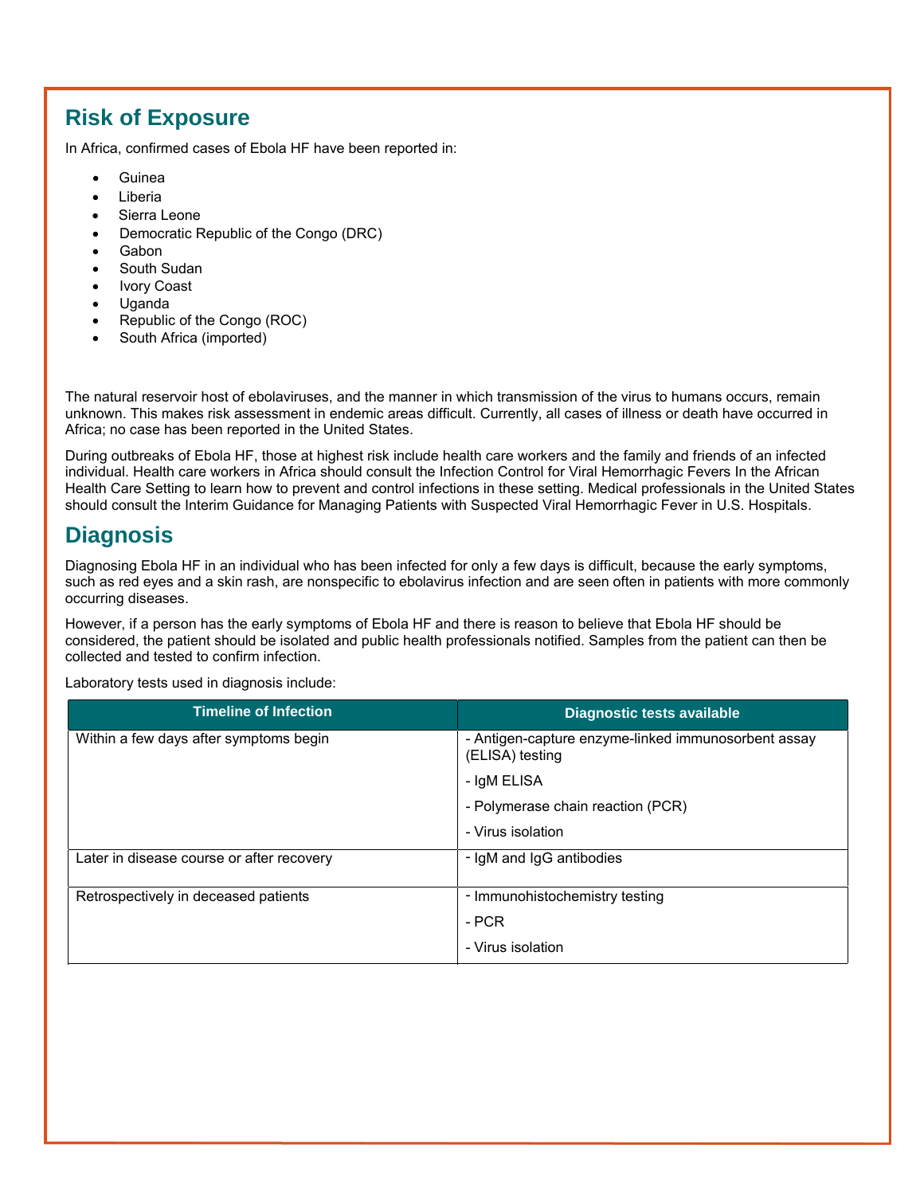## Risk of Exposure

In Africa, confirmed cases of Ebola HF have been reported in:

- Guinea
- Liberia
- Sierra Leone
- Democratic Republic of the Congo (DRC)
- Gabon
- South Sudan
- Ivory Coast
- Uganda
- Republic of the Congo (ROC)
- South Africa (imported)

The natural reservoir host of ebolaviruses, and the manner in which transmission of the virus to humans occurs, remain unknown. This makes risk assessment in endemic areas difficult. Currently, all cases of illness or death have occurred in Africa; no case has been reported in the United States.

During outbreaks of Ebola HF, those at highest risk include health care workers and the family and friends of an infected individual. Health care workers in Africa should consult the Infection Control for Viral Hemorrhagic Fevers In the African Health Care Setting to learn how to prevent and control infections in these setting. Medical professionals in the United States should consult the Interim Guidance for Managing Patients with Suspected Viral Hemorrhagic Fever in U.S. Hospitals.

## Diagnosis

Diagnosing Ebola HF in an individual who has been infected for only a few days is difficult, because the early symptoms, such as red eyes and a skin rash, are nonspecific to ebolavirus infection and are seen often in patients with more commonly occurring diseases.

However, if a person has the early symptoms of Ebola HF and there is reason to believe that Ebola HF should be considered, the patient should be isolated and public health professionals notified. Samples from the patient can then be collected and tested to confirm infection.

Laboratory tests used in diagnosis include:

| Timeline of Infection | Diagnostic tests available |
| --- | --- |
| Within a few days after symptoms begin | - Antigen-capture enzyme-linked immunosorbent assay (ELISA) testing<br>- IgM ELISA<br>- Polymerase chain reaction (PCR)<br>- Virus isolation |
| Later in disease course or after recovery | - IgM and IgG antibodies |
| Retrospectively in deceased patients | - Immunohistochemistry testing<br>- PCR<br>- Virus isolation |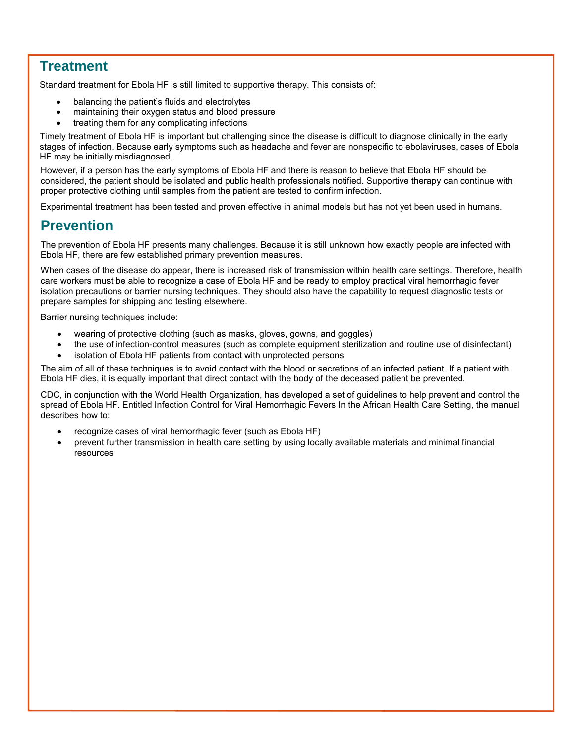## Treatment

Standard treatment for Ebola HF is still limited to supportive therapy. This consists of:

- balancing the patient's fluids and electrolytes
- maintaining their oxygen status and blood pressure
- treating them for any complicating infections

Timely treatment of Ebola HF is important but challenging since the disease is difficult to diagnose clinically in the early stages of infection. Because early symptoms such as headache and fever are nonspecific to ebolaviruses, cases of Ebola HF may be initially misdiagnosed.

However, if a person has the early symptoms of Ebola HF and there is reason to believe that Ebola HF should be considered, the patient should be isolated and public health professionals notified. Supportive therapy can continue with proper protective clothing until samples from the patient are tested to confirm infection.

Experimental treatment has been tested and proven effective in animal models but has not yet been used in humans.

## Prevention

The prevention of Ebola HF presents many challenges. Because it is still unknown how exactly people are infected with Ebola HF, there are few established primary prevention measures.

When cases of the disease do appear, there is increased risk of transmission within health care settings. Therefore, health care workers must be able to recognize a case of Ebola HF and be ready to employ practical viral hemorrhagic fever isolation precautions or barrier nursing techniques. They should also have the capability to request diagnostic tests or prepare samples for shipping and testing elsewhere.

Barrier nursing techniques include:

- wearing of protective clothing (such as masks, gloves, gowns, and goggles)
- the use of infection-control measures (such as complete equipment sterilization and routine use of disinfectant)
- isolation of Ebola HF patients from contact with unprotected persons

The aim of all of these techniques is to avoid contact with the blood or secretions of an infected patient. If a patient with Ebola HF dies, it is equally important that direct contact with the body of the deceased patient be prevented.

CDC, in conjunction with the World Health Organization, has developed a set of guidelines to help prevent and control the spread of Ebola HF. Entitled Infection Control for Viral Hemorrhagic Fevers In the African Health Care Setting, the manual describes how to:

- recognize cases of viral hemorrhagic fever (such as Ebola HF)
- prevent further transmission in health care setting by using locally available materials and minimal financial resources